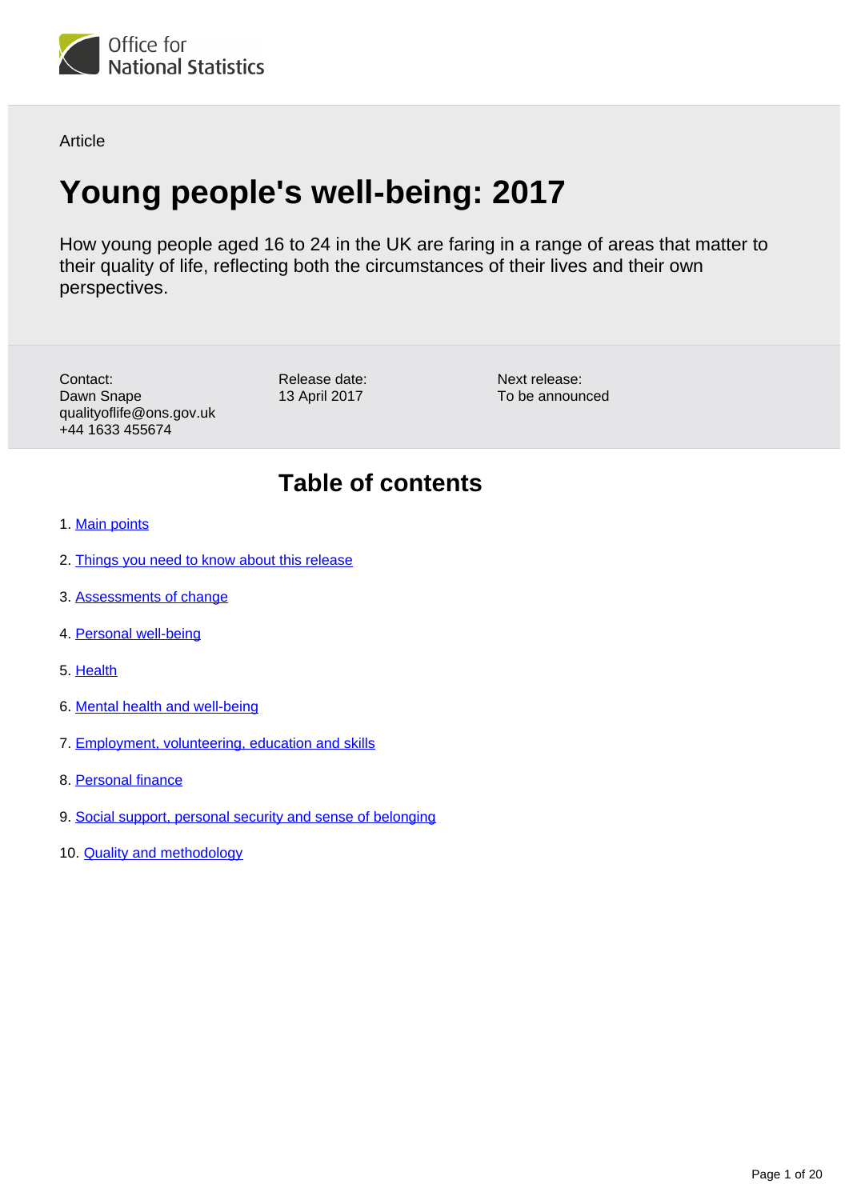Office for National Statistics

Article

# Young people's well-being: 2017

How young people aged 16 to 24 in the UK are faring in a range of areas that matter to their quality of life, reflecting both the circumstances of their lives and their own perspectives.

Contact:
Dawn Snape
qualityoflife@ons.gov.uk
+44 1633 455674

Release date:
13 April 2017

Next release:
To be announced

## Table of contents

1. Main points
2. Things you need to know about this release
3. Assessments of change
4. Personal well-being
5. Health
6. Mental health and well-being
7. Employment, volunteering, education and skills
8. Personal finance
9. Social support, personal security and sense of belonging
10. Quality and methodology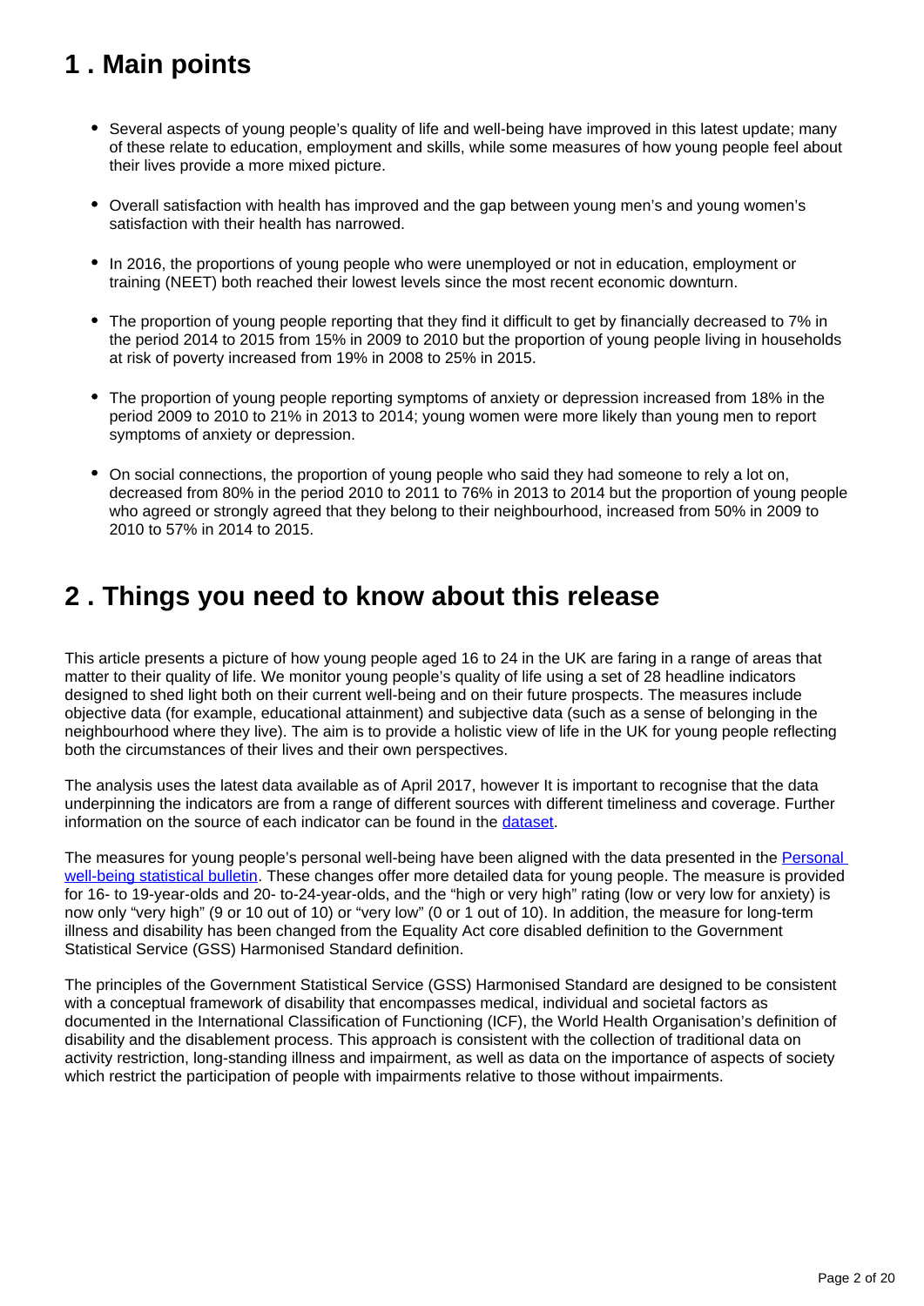## 1 . Main points

- Several aspects of young people's quality of life and well-being have improved in this latest update; many of these relate to education, employment and skills, while some measures of how young people feel about their lives provide a more mixed picture.
- Overall satisfaction with health has improved and the gap between young men's and young women's satisfaction with their health has narrowed.
- In 2016, the proportions of young people who were unemployed or not in education, employment or training (NEET) both reached their lowest levels since the most recent economic downturn.
- The proportion of young people reporting that they find it difficult to get by financially decreased to 7% in the period 2014 to 2015 from 15% in 2009 to 2010 but the proportion of young people living in households at risk of poverty increased from 19% in 2008 to 25% in 2015.
- The proportion of young people reporting symptoms of anxiety or depression increased from 18% in the period 2009 to 2010 to 21% in 2013 to 2014; young women were more likely than young men to report symptoms of anxiety or depression.
- On social connections, the proportion of young people who said they had someone to rely a lot on, decreased from 80% in the period 2010 to 2011 to 76% in 2013 to 2014 but the proportion of young people who agreed or strongly agreed that they belong to their neighbourhood, increased from 50% in 2009 to 2010 to 57% in 2014 to 2015.

## 2 . Things you need to know about this release

This article presents a picture of how young people aged 16 to 24 in the UK are faring in a range of areas that matter to their quality of life. We monitor young people's quality of life using a set of 28 headline indicators designed to shed light both on their current well-being and on their future prospects. The measures include objective data (for example, educational attainment) and subjective data (such as a sense of belonging in the neighbourhood where they live). The aim is to provide a holistic view of life in the UK for young people reflecting both the circumstances of their lives and their own perspectives.

The analysis uses the latest data available as of April 2017, however It is important to recognise that the data underpinning the indicators are from a range of different sources with different timeliness and coverage. Further information on the source of each indicator can be found in the dataset.

The measures for young people's personal well-being have been aligned with the data presented in the Personal well-being statistical bulletin. These changes offer more detailed data for young people. The measure is provided for 16- to 19-year-olds and 20- to-24-year-olds, and the "high or very high" rating (low or very low for anxiety) is now only "very high" (9 or 10 out of 10) or "very low" (0 or 1 out of 10). In addition, the measure for long-term illness and disability has been changed from the Equality Act core disabled definition to the Government Statistical Service (GSS) Harmonised Standard definition.

The principles of the Government Statistical Service (GSS) Harmonised Standard are designed to be consistent with a conceptual framework of disability that encompasses medical, individual and societal factors as documented in the International Classification of Functioning (ICF), the World Health Organisation's definition of disability and the disablement process. This approach is consistent with the collection of traditional data on activity restriction, long-standing illness and impairment, as well as data on the importance of aspects of society which restrict the participation of people with impairments relative to those without impairments.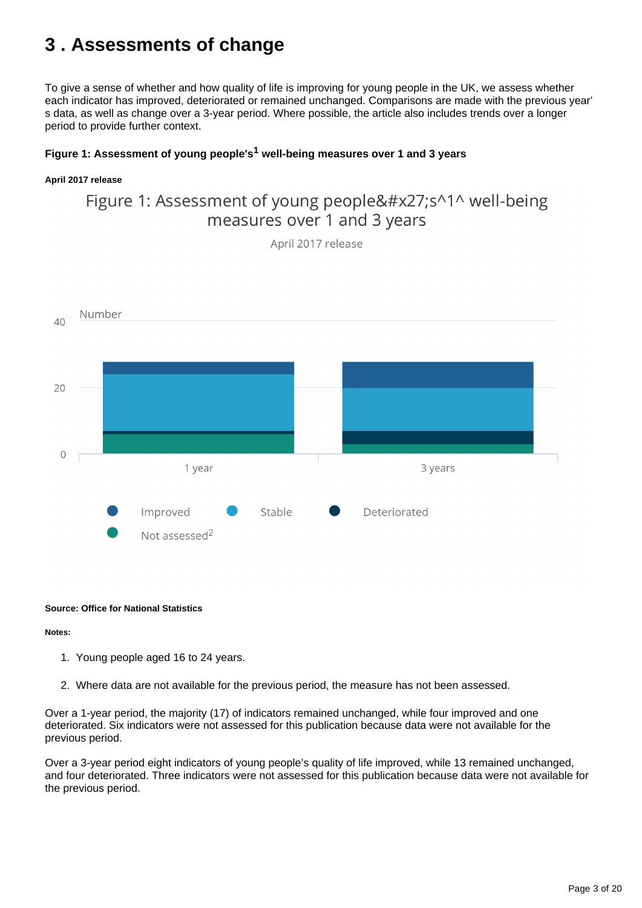# 3 . Assessments of change

To give a sense of whether and how quality of life is improving for young people in the UK, we assess whether each indicator has improved, deteriorated or remained unchanged. Comparisons are made with the previous year' s data, as well as change over a 3-year period. Where possible, the article also includes trends over a longer period to provide further context.

#### Figure 1: Assessment of young people's[1] well-being measures over 1 and 3 years

##### April 2017 release

Figure 1: Assessment of young people&#x27;s^1^ well-being measures over 1 and 3 years

April 2017 release

Number

40

20

0

1 year

3 years

Improved

Stable

Deteriorated

Not assessed[2]

**Source: Office for National Statistics**

**Notes:**

1. Young people aged 16 to 24 years.
2. Where data are not available for the previous period, the measure has not been assessed.

Over a 1-year period, the majority (17) of indicators remained unchanged, while four improved and one deteriorated. Six indicators were not assessed for this publication because data were not available for the previous period.

Over a 3-year period eight indicators of young people's quality of life improved, while 13 remained unchanged, and four deteriorated. Three indicators were not assessed for this publication because data were not available for the previous period.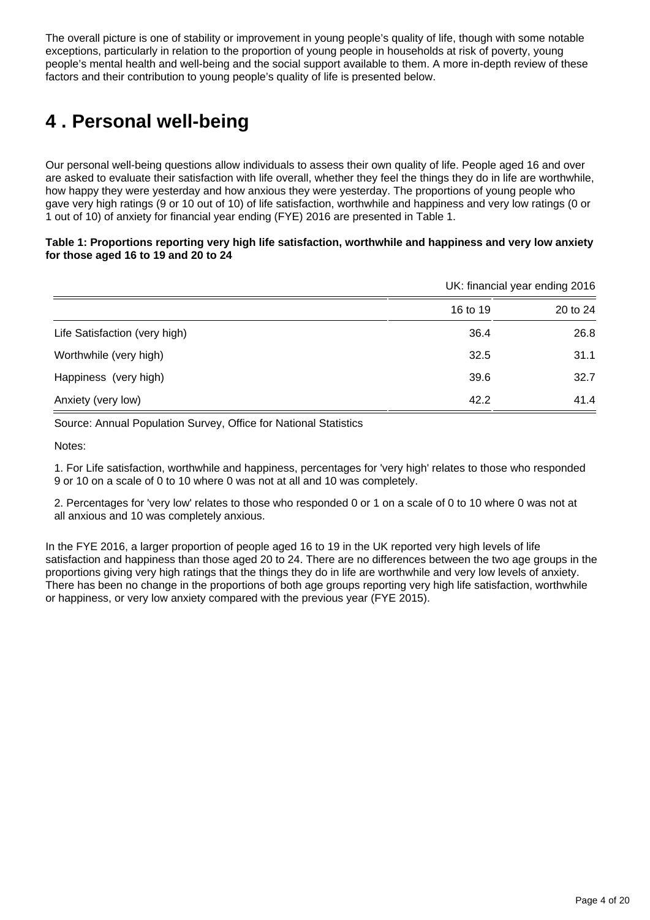The overall picture is one of stability or improvement in young people's quality of life, though with some notable exceptions, particularly in relation to the proportion of young people in households at risk of poverty, young people's mental health and well-being and the social support available to them. A more in-depth review of these factors and their contribution to young people's quality of life is presented below.

# 4 . Personal well-being

Our personal well-being questions allow individuals to assess their own quality of life. People aged 16 and over are asked to evaluate their satisfaction with life overall, whether they feel the things they do in life are worthwhile, how happy they were yesterday and how anxious they were yesterday. The proportions of young people who gave very high ratings (9 or 10 out of 10) of life satisfaction, worthwhile and happiness and very low ratings (0 or 1 out of 10) of anxiety for financial year ending (FYE) 2016 are presented in Table 1.

**Table 1: Proportions reporting very high life satisfaction, worthwhile and happiness and very low anxiety for those aged 16 to 19 and 20 to 24**

UK: financial year ending 2016

| | 16 to 19 | 20 to 24 |
|---|---|---|
| Life Satisfaction (very high) | 36.4 | 26.8 |
| Worthwhile (very high) | 32.5 | 31.1 |
| Happiness (very high) | 39.6 | 32.7 |
| Anxiety (very low) | 42.2 | 41.4 |

Source: Annual Population Survey, Office for National Statistics

Notes:

1. For Life satisfaction, worthwhile and happiness, percentages for 'very high' relates to those who responded 9 or 10 on a scale of 0 to 10 where 0 was not at all and 10 was completely.

2. Percentages for 'very low' relates to those who responded 0 or 1 on a scale of 0 to 10 where 0 was not at all anxious and 10 was completely anxious.

In the FYE 2016, a larger proportion of people aged 16 to 19 in the UK reported very high levels of life satisfaction and happiness than those aged 20 to 24. There are no differences between the two age groups in the proportions giving very high ratings that the things they do in life are worthwhile and very low levels of anxiety. There has been no change in the proportions of both age groups reporting very high life satisfaction, worthwhile or happiness, or very low anxiety compared with the previous year (FYE 2015).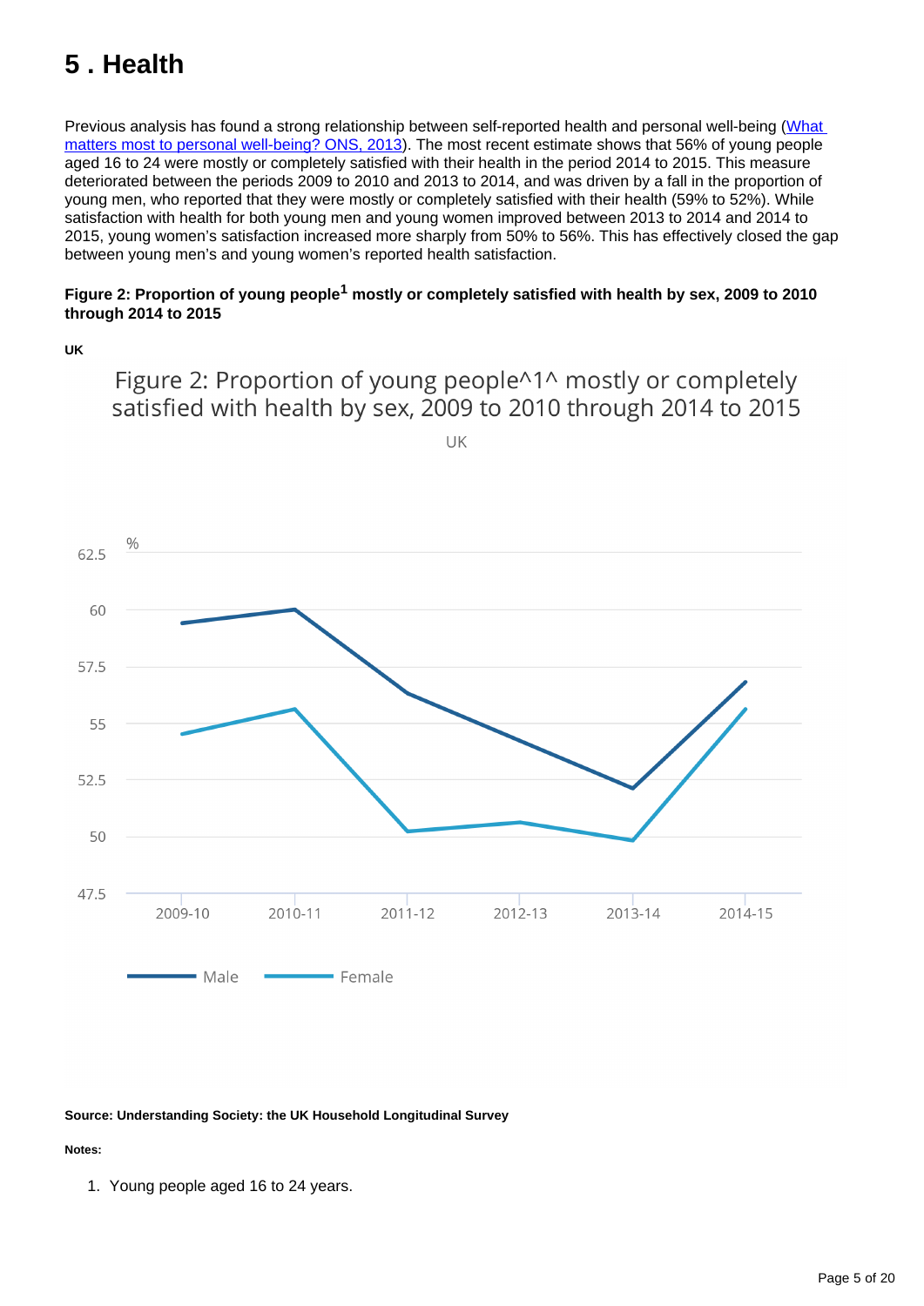# 5 . Health

Previous analysis has found a strong relationship between self-reported health and personal well-being (What matters most to personal well-being? ONS, 2013). The most recent estimate shows that 56% of young people aged 16 to 24 were mostly or completely satisfied with their health in the period 2014 to 2015. This measure deteriorated between the periods 2009 to 2010 and 2013 to 2014, and was driven by a fall in the proportion of young men, who reported that they were mostly or completely satisfied with their health (59% to 52%). While satisfaction with health for both young men and young women improved between 2013 to 2014 and 2014 to 2015, young women's satisfaction increased more sharply from 50% to 56%. This has effectively closed the gap between young men's and young women's reported health satisfaction.

**Figure 2: Proportion of young people[1] mostly or completely satisfied with health by sex, 2009 to 2010 through 2014 to 2015**

**UK**

Figure 2: Proportion of young people^1^ mostly or completely satisfied with health by sex, 2009 to 2010 through 2014 to 2015

UK

**Source: Understanding Society: the UK Household Longitudinal Survey**

**Notes:**

1. Young people aged 16 to 24 years.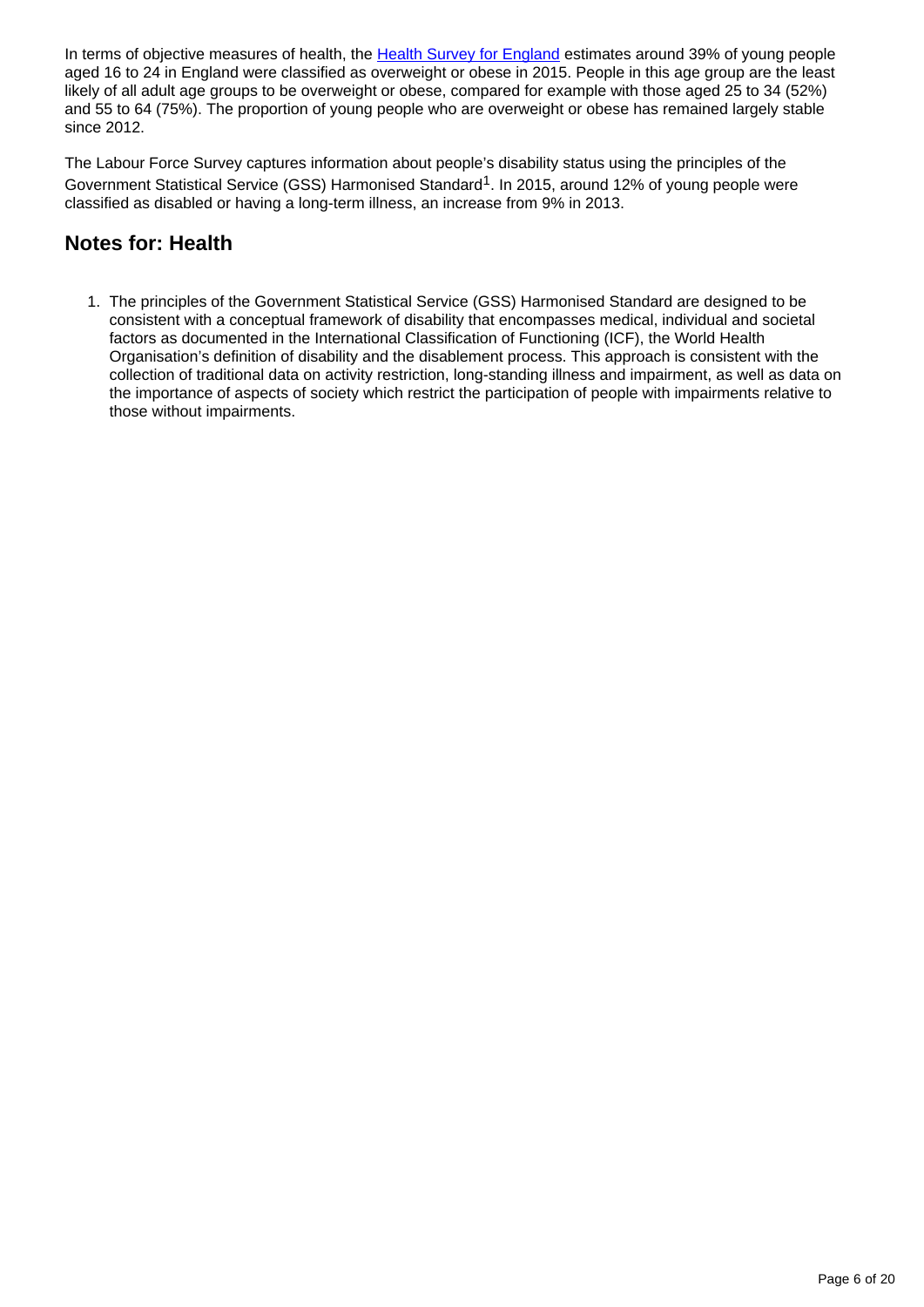In terms of objective measures of health, the [Health Survey for England](#) estimates around 39% of young people aged 16 to 24 in England were classified as overweight or obese in 2015. People in this age group are the least likely of all adult age groups to be overweight or obese, compared for example with those aged 25 to 34 (52%) and 55 to 64 (75%). The proportion of young people who are overweight or obese has remained largely stable since 2012.

The Labour Force Survey captures information about people's disability status using the principles of the Government Statistical Service (GSS) Harmonised Standard[1]. In 2015, around 12% of young people were classified as disabled or having a long-term illness, an increase from 9% in 2013.

## Notes for: Health

1. The principles of the Government Statistical Service (GSS) Harmonised Standard are designed to be consistent with a conceptual framework of disability that encompasses medical, individual and societal factors as documented in the International Classification of Functioning (ICF), the World Health Organisation's definition of disability and the disablement process. This approach is consistent with the collection of traditional data on activity restriction, long-standing illness and impairment, as well as data on the importance of aspects of society which restrict the participation of people with impairments relative to those without impairments.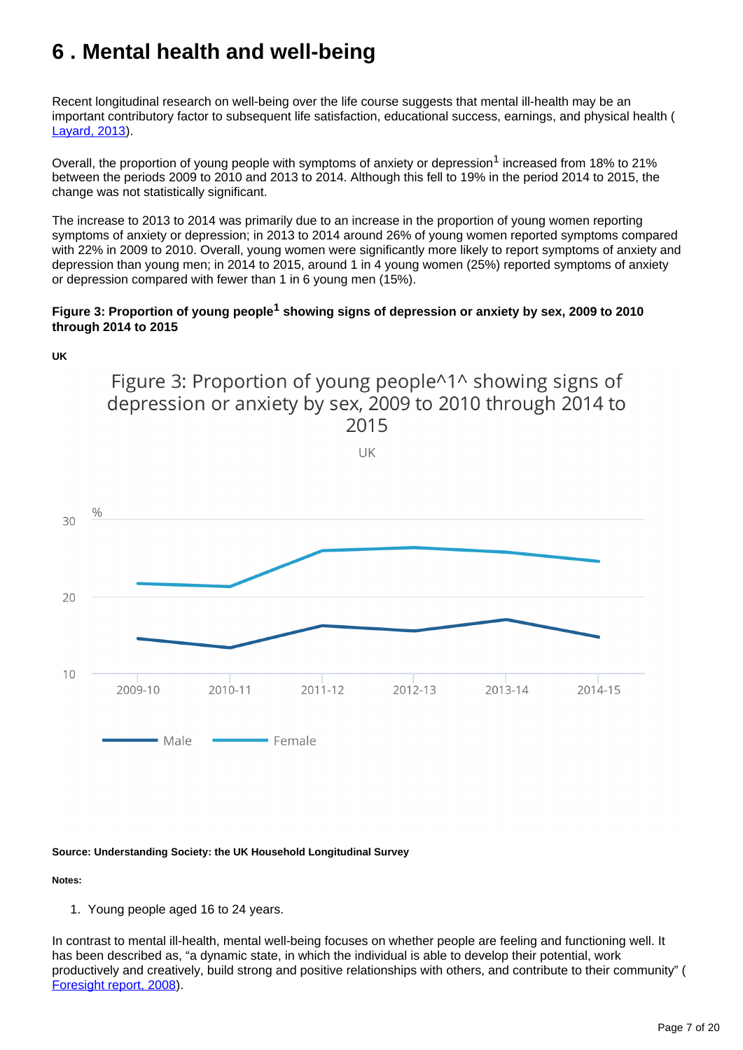# 6 . Mental health and well-being

Recent longitudinal research on well-being over the life course suggests that mental ill-health may be an important contributory factor to subsequent life satisfaction, educational success, earnings, and physical health ( Layard, 2013).

Overall, the proportion of young people with symptoms of anxiety or depression[1] increased from 18% to 21% between the periods 2009 to 2010 and 2013 to 2014. Although this fell to 19% in the period 2014 to 2015, the change was not statistically significant.

The increase to 2013 to 2014 was primarily due to an increase in the proportion of young women reporting symptoms of anxiety or depression; in 2013 to 2014 around 26% of young women reported symptoms compared with 22% in 2009 to 2010. Overall, young women were significantly more likely to report symptoms of anxiety and depression than young men; in 2014 to 2015, around 1 in 4 young women (25%) reported symptoms of anxiety or depression compared with fewer than 1 in 6 young men (15%).

**Figure 3: Proportion of young people[1] showing signs of depression or anxiety by sex, 2009 to 2010 through 2014 to 2015**

**UK**

**Source: Understanding Society: the UK Household Longitudinal Survey**

**Notes:**

1. Young people aged 16 to 24 years.

In contrast to mental ill-health, mental well-being focuses on whether people are feeling and functioning well. It has been described as, "a dynamic state, in which the individual is able to develop their potential, work productively and creatively, build strong and positive relationships with others, and contribute to their community" ( Foresight report, 2008).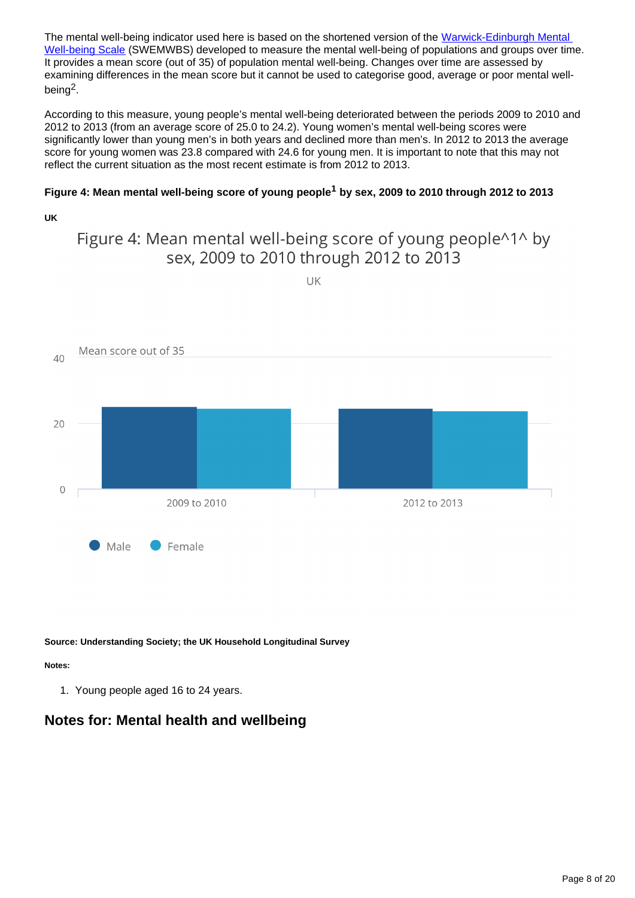The mental well-being indicator used here is based on the shortened version of the [Warwick-Edinburgh Mental Well-being Scale](#) (SWEMWBS) developed to measure the mental well-being of populations and groups over time. It provides a mean score (out of 35) of population mental well-being. Changes over time are assessed by examining differences in the mean score but it cannot be used to categorise good, average or poor mental well-being[2].

According to this measure, young people's mental well-being deteriorated between the periods 2009 to 2010 and 2012 to 2013 (from an average score of 25.0 to 24.2). Young women's mental well-being scores were significantly lower than young men's in both years and declined more than men's. In 2012 to 2013 the average score for young women was 23.8 compared with 24.6 for young men. It is important to note that this may not reflect the current situation as the most recent estimate is from 2012 to 2013.

**Figure 4: Mean mental well-being score of young people[1] by sex, 2009 to 2010 through 2012 to 2013**

**UK**

Figure 4: Mean mental well-being score of young people^1^ by sex, 2009 to 2010 through 2012 to 2013

UK

Mean score out of 35

40

20

0

2009 to 2010

2012 to 2013

Male   Female

**Source: Understanding Society; the UK Household Longitudinal Survey**

**Notes:**

1. Young people aged 16 to 24 years.

## Notes for: Mental health and wellbeing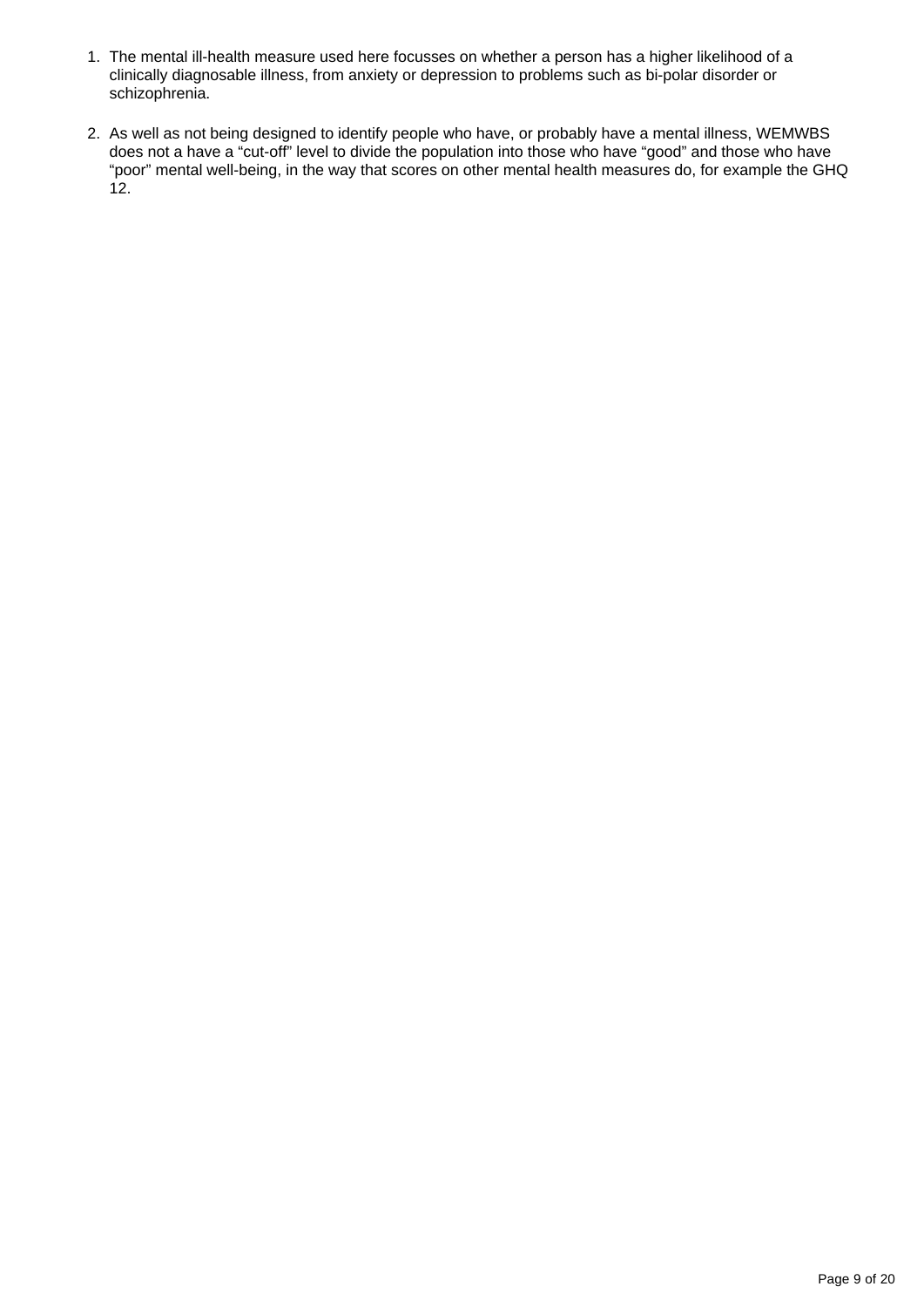1. The mental ill-health measure used here focusses on whether a person has a higher likelihood of a clinically diagnosable illness, from anxiety or depression to problems such as bi-polar disorder or schizophrenia.

2. As well as not being designed to identify people who have, or probably have a mental illness, WEMWBS does not a have a “cut-off” level to divide the population into those who have “good” and those who have “poor” mental well-being, in the way that scores on other mental health measures do, for example the GHQ 12.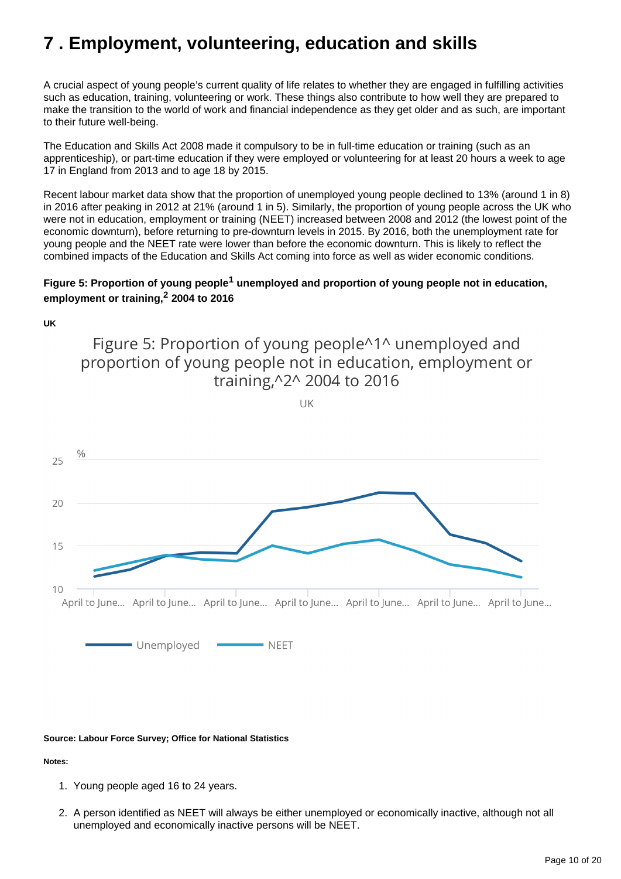# 7 . Employment, volunteering, education and skills

A crucial aspect of young people's current quality of life relates to whether they are engaged in fulfilling activities such as education, training, volunteering or work. These things also contribute to how well they are prepared to make the transition to the world of work and financial independence as they get older and as such, are important to their future well-being.

The Education and Skills Act 2008 made it compulsory to be in full-time education or training (such as an apprenticeship), or part-time education if they were employed or volunteering for at least 20 hours a week to age 17 in England from 2013 and to age 18 by 2015.

Recent labour market data show that the proportion of unemployed young people declined to 13% (around 1 in 8) in 2016 after peaking in 2012 at 21% (around 1 in 5). Similarly, the proportion of young people across the UK who were not in education, employment or training (NEET) increased between 2008 and 2012 (the lowest point of the economic downturn), before returning to pre-downturn levels in 2015. By 2016, both the unemployment rate for young people and the NEET rate were lower than before the economic downturn. This is likely to reflect the combined impacts of the Education and Skills Act coming into force as well as wider economic conditions.

**Figure 5: Proportion of young people[1] unemployed and proportion of young people not in education, employment or training,[2] 2004 to 2016**

**UK**

Figure 5: Proportion of young people^1^ unemployed and proportion of young people not in education, employment or training,^2^ 2004 to 2016

UK

%

25

20

15

10

April to June... April to June... April to June... April to June... April to June... April to June... April to June...

Unemployed NEET

**Source: Labour Force Survey; Office for National Statistics**

**Notes:**

1. Young people aged 16 to 24 years.
2. A person identified as NEET will always be either unemployed or economically inactive, although not all unemployed and economically inactive persons will be NEET.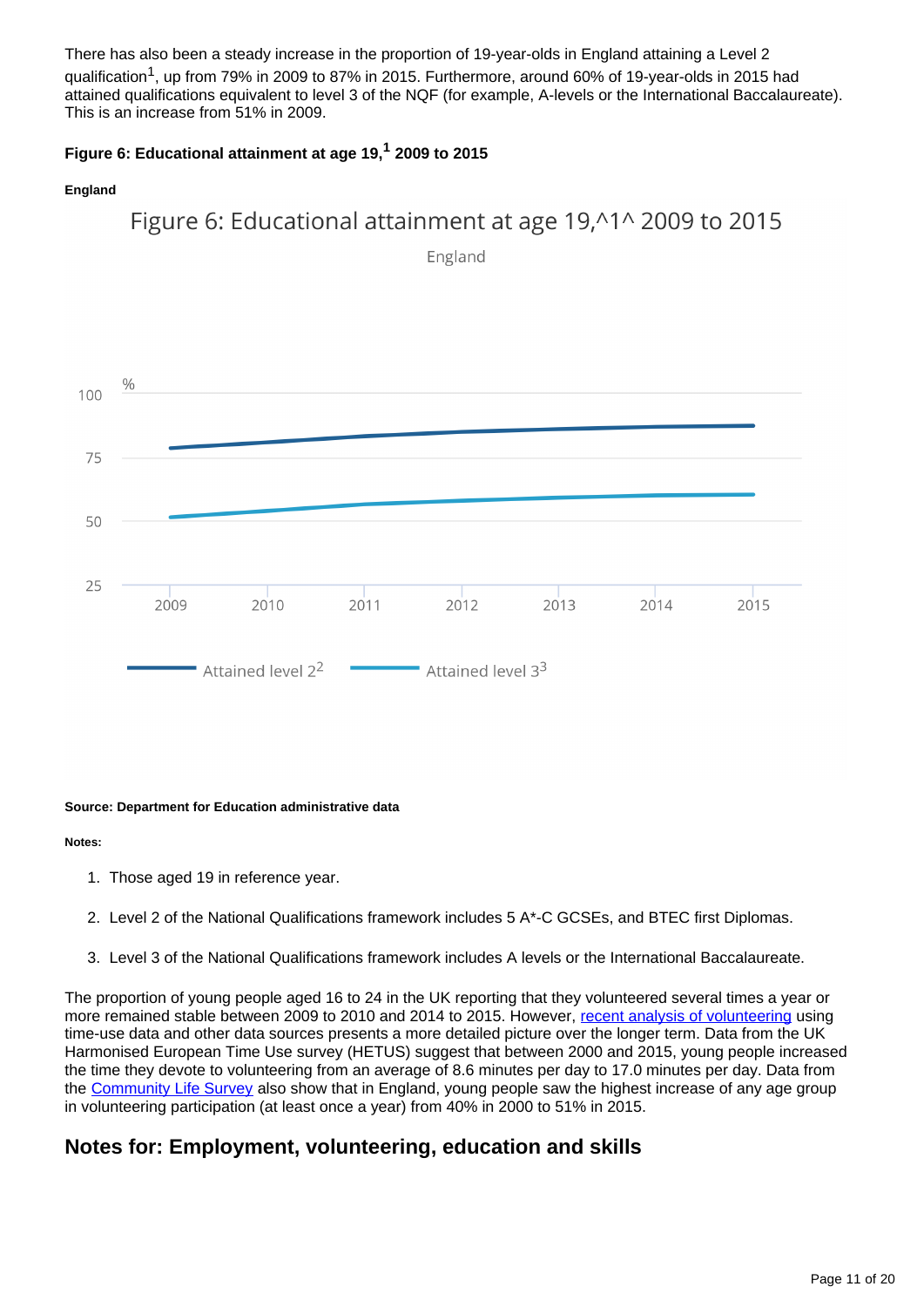There has also been a steady increase in the proportion of 19-year-olds in England attaining a Level 2 qualification[1], up from 79% in 2009 to 87% in 2015. Furthermore, around 60% of 19-year-olds in 2015 had attained qualifications equivalent to level 3 of the NQF (for example, A-levels or the International Baccalaureate). This is an increase from 51% in 2009.

#### Figure 6: Educational attainment at age 19,[1] 2009 to 2015

**England**

**Source: Department for Education administrative data**

**Notes:**

1. Those aged 19 in reference year.
2. Level 2 of the National Qualifications framework includes 5 A*-C GCSEs, and BTEC first Diplomas.
3. Level 3 of the National Qualifications framework includes A levels or the International Baccalaureate.

The proportion of young people aged 16 to 24 in the UK reporting that they volunteered several times a year or more remained stable between 2009 to 2010 and 2014 to 2015. However, recent analysis of volunteering using time-use data and other data sources presents a more detailed picture over the longer term. Data from the UK Harmonised European Time Use survey (HETUS) suggest that between 2000 and 2015, young people increased the time they devote to volunteering from an average of 8.6 minutes per day to 17.0 minutes per day. Data from the Community Life Survey also show that in England, young people saw the highest increase of any age group in volunteering participation (at least once a year) from 40% in 2000 to 51% in 2015.

## Notes for: Employment, volunteering, education and skills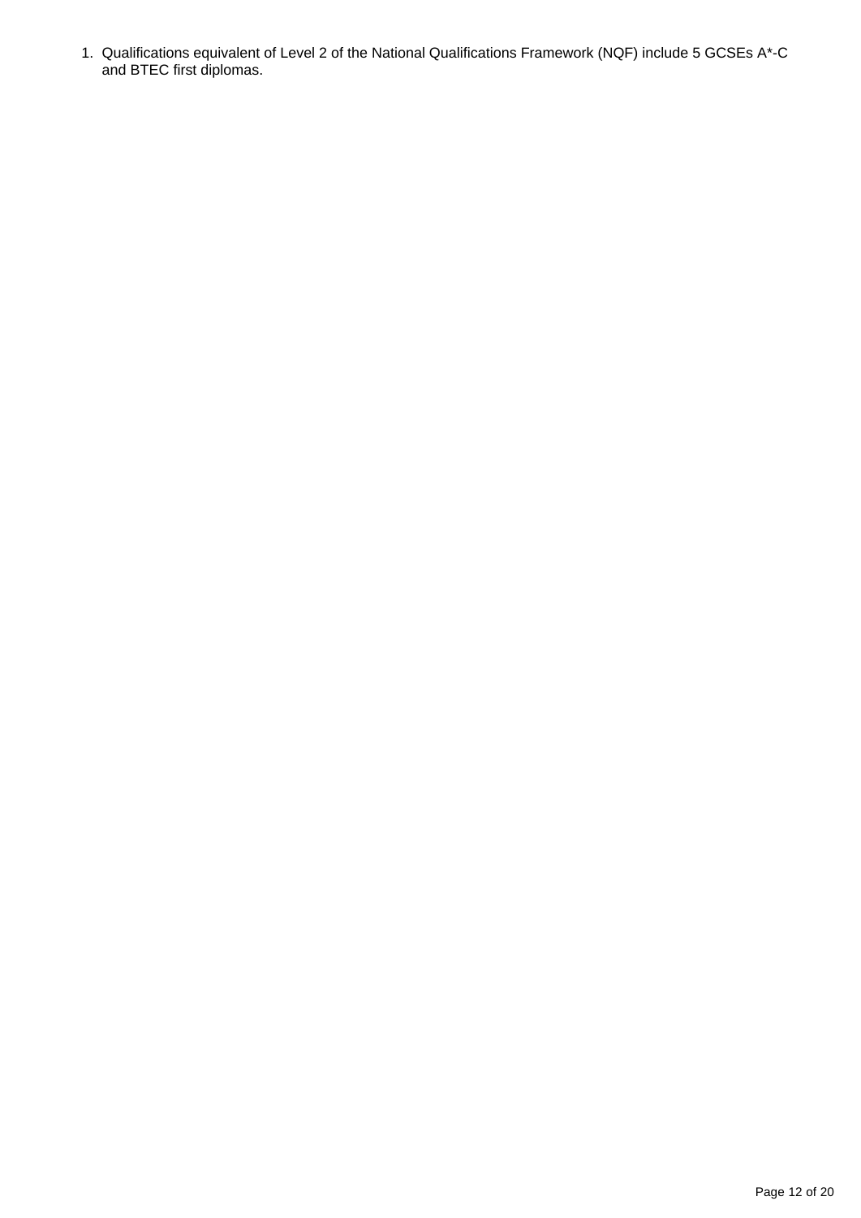1. Qualifications equivalent of Level 2 of the National Qualifications Framework (NQF) include 5 GCSEs A*-C and BTEC first diplomas.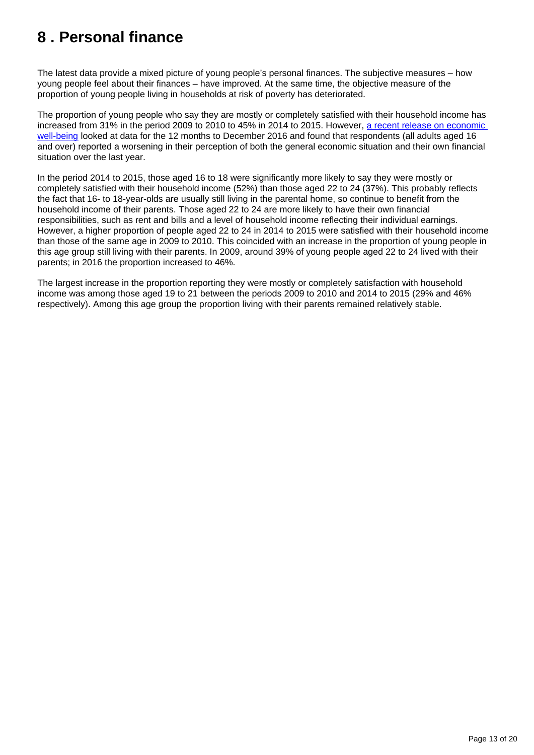# 8 . Personal finance

The latest data provide a mixed picture of young people's personal finances. The subjective measures – how young people feel about their finances – have improved. At the same time, the objective measure of the proportion of young people living in households at risk of poverty has deteriorated.

The proportion of young people who say they are mostly or completely satisfied with their household income has increased from 31% in the period 2009 to 2010 to 45% in 2014 to 2015. However, a recent release on economic well-being looked at data for the 12 months to December 2016 and found that respondents (all adults aged 16 and over) reported a worsening in their perception of both the general economic situation and their own financial situation over the last year.

In the period 2014 to 2015, those aged 16 to 18 were significantly more likely to say they were mostly or completely satisfied with their household income (52%) than those aged 22 to 24 (37%). This probably reflects the fact that 16- to 18-year-olds are usually still living in the parental home, so continue to benefit from the household income of their parents. Those aged 22 to 24 are more likely to have their own financial responsibilities, such as rent and bills and a level of household income reflecting their individual earnings. However, a higher proportion of people aged 22 to 24 in 2014 to 2015 were satisfied with their household income than those of the same age in 2009 to 2010. This coincided with an increase in the proportion of young people in this age group still living with their parents. In 2009, around 39% of young people aged 22 to 24 lived with their parents; in 2016 the proportion increased to 46%.

The largest increase in the proportion reporting they were mostly or completely satisfaction with household income was among those aged 19 to 21 between the periods 2009 to 2010 and 2014 to 2015 (29% and 46% respectively). Among this age group the proportion living with their parents remained relatively stable.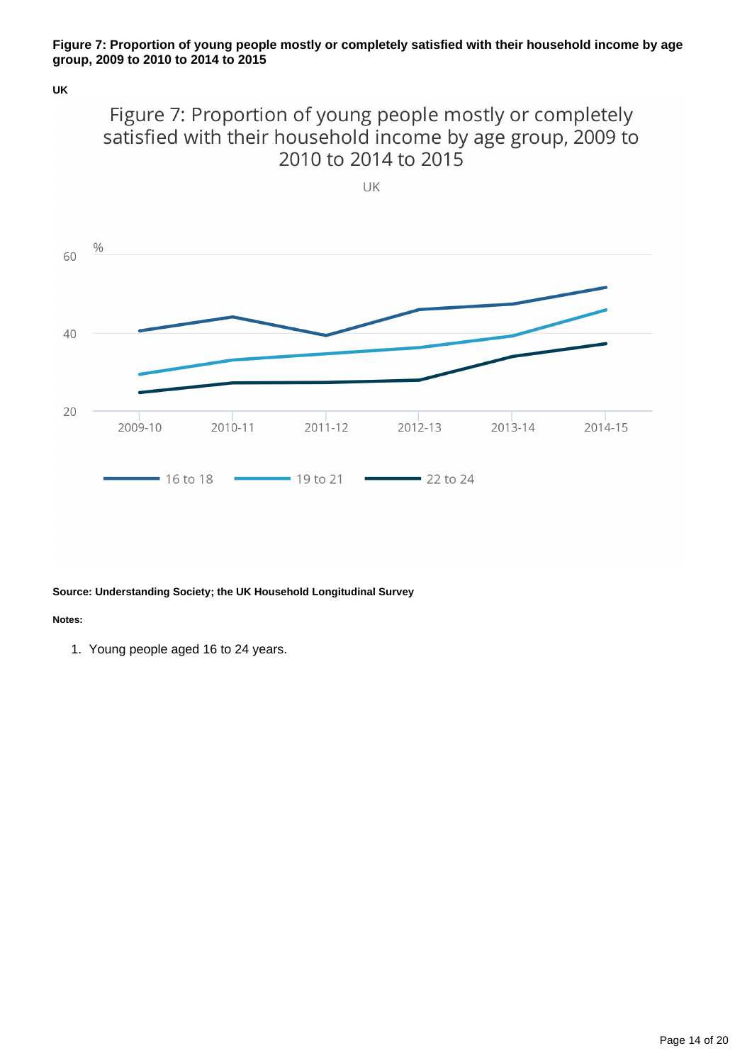**Figure 7: Proportion of young people mostly or completely satisfied with their household income by age group, 2009 to 2010 to 2014 to 2015**

**UK**

Figure 7: Proportion of young people mostly or completely satisfied with their household income by age group, 2009 to 2010 to 2014 to 2015

UK

%

60

40

20

2009-10 2010-11 2011-12 2012-13 2013-14 2014-15

16 to 18 19 to 21 22 to 24

**Source: Understanding Society; the UK Household Longitudinal Survey**

**Notes:**

1. Young people aged 16 to 24 years.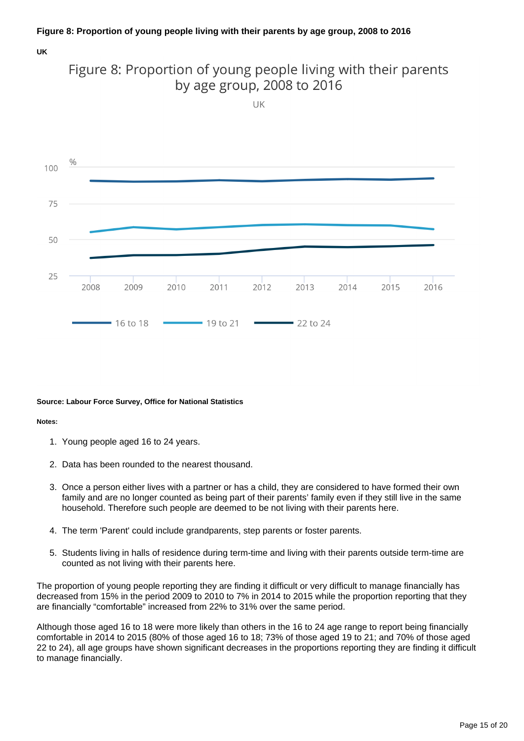**Figure 8: Proportion of young people living with their parents by age group, 2008 to 2016**

**UK**

**Source: Labour Force Survey, Office for National Statistics**

**Notes:**

1. Young people aged 16 to 24 years.
2. Data has been rounded to the nearest thousand.
3. Once a person either lives with a partner or has a child, they are considered to have formed their own family and are no longer counted as being part of their parents' family even if they still live in the same household. Therefore such people are deemed to be not living with their parents here.
4. The term 'Parent' could include grandparents, step parents or foster parents.
5. Students living in halls of residence during term-time and living with their parents outside term-time are counted as not living with their parents here.

The proportion of young people reporting they are finding it difficult or very difficult to manage financially has decreased from 15% in the period 2009 to 2010 to 7% in 2014 to 2015 while the proportion reporting that they are financially "comfortable" increased from 22% to 31% over the same period.

Although those aged 16 to 18 were more likely than others in the 16 to 24 age range to report being financially comfortable in 2014 to 2015 (80% of those aged 16 to 18; 73% of those aged 19 to 21; and 70% of those aged 22 to 24), all age groups have shown significant decreases in the proportions reporting they are finding it difficult to manage financially.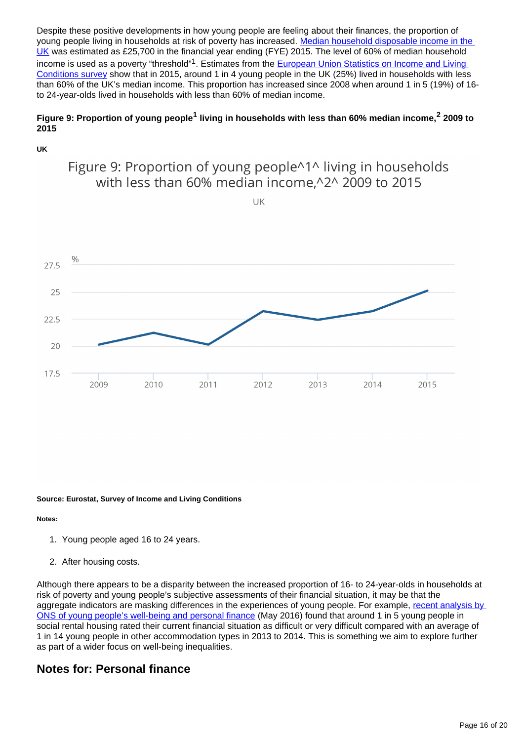Despite these positive developments in how young people are feeling about their finances, the proportion of young people living in households at risk of poverty has increased. Median household disposable income in the UK was estimated as £25,700 in the financial year ending (FYE) 2015. The level of 60% of median household income is used as a poverty "threshold"[1]. Estimates from the European Union Statistics on Income and Living Conditions survey show that in 2015, around 1 in 4 young people in the UK (25%) lived in households with less than 60% of the UK's median income. This proportion has increased since 2008 when around 1 in 5 (19%) of 16- to 24-year-olds lived in households with less than 60% of median income.

**Figure 9: Proportion of young people[1] living in households with less than 60% median income,[2] 2009 to 2015**

**UK**

Figure 9: Proportion of young people^1^ living in households with less than 60% median income,^2^ 2009 to 2015

UK

**Source: Eurostat, Survey of Income and Living Conditions**

**Notes:**

1. Young people aged 16 to 24 years.
2. After housing costs.

Although there appears to be a disparity between the increased proportion of 16- to 24-year-olds in households at risk of poverty and young people's subjective assessments of their financial situation, it may be that the aggregate indicators are masking differences in the experiences of young people. For example, recent analysis by ONS of young people's well-being and personal finance (May 2016) found that around 1 in 5 young people in social rental housing rated their current financial situation as difficult or very difficult compared with an average of 1 in 14 young people in other accommodation types in 2013 to 2014. This is something we aim to explore further as part of a wider focus on well-being inequalities.

## Notes for: Personal finance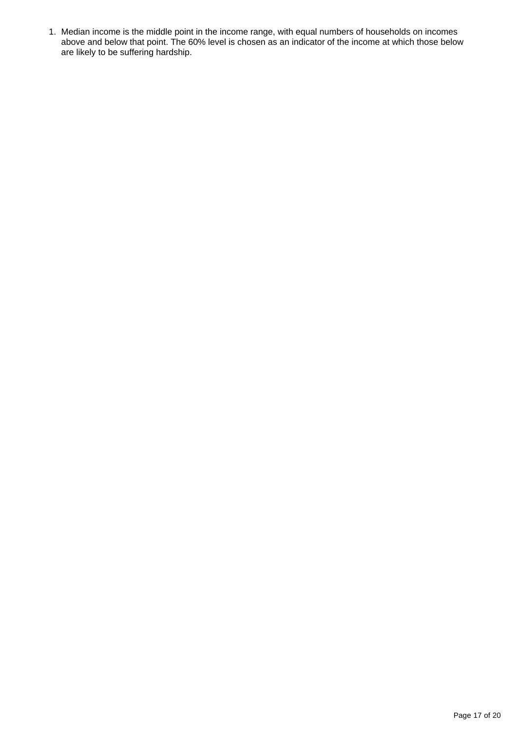1. Median income is the middle point in the income range, with equal numbers of households on incomes above and below that point. The 60% level is chosen as an indicator of the income at which those below are likely to be suffering hardship.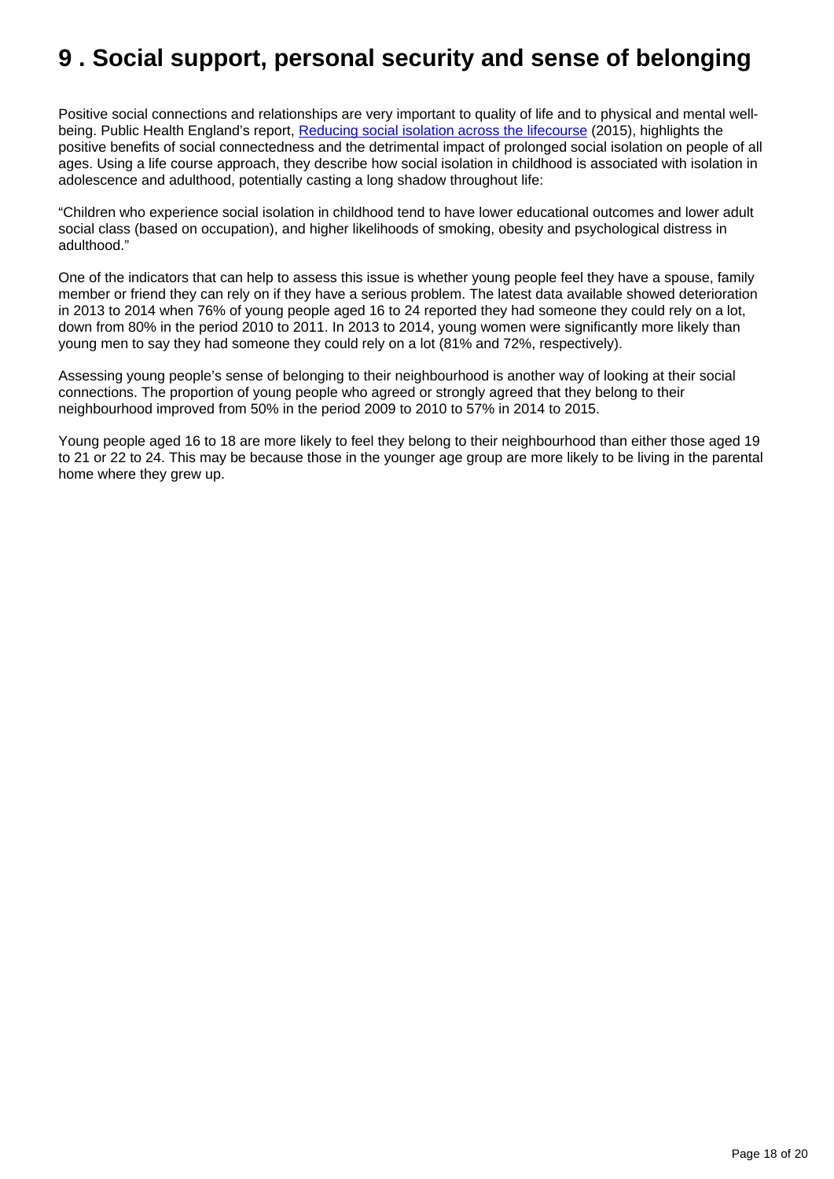# 9 . Social support, personal security and sense of belonging

Positive social connections and relationships are very important to quality of life and to physical and mental well-being. Public Health England's report, [Reducing social isolation across the lifecourse](#) (2015), highlights the positive benefits of social connectedness and the detrimental impact of prolonged social isolation on people of all ages. Using a life course approach, they describe how social isolation in childhood is associated with isolation in adolescence and adulthood, potentially casting a long shadow throughout life:

"Children who experience social isolation in childhood tend to have lower educational outcomes and lower adult social class (based on occupation), and higher likelihoods of smoking, obesity and psychological distress in adulthood."

One of the indicators that can help to assess this issue is whether young people feel they have a spouse, family member or friend they can rely on if they have a serious problem. The latest data available showed deterioration in 2013 to 2014 when 76% of young people aged 16 to 24 reported they had someone they could rely on a lot, down from 80% in the period 2010 to 2011. In 2013 to 2014, young women were significantly more likely than young men to say they had someone they could rely on a lot (81% and 72%, respectively).

Assessing young people's sense of belonging to their neighbourhood is another way of looking at their social connections. The proportion of young people who agreed or strongly agreed that they belong to their neighbourhood improved from 50% in the period 2009 to 2010 to 57% in 2014 to 2015.

Young people aged 16 to 18 are more likely to feel they belong to their neighbourhood than either those aged 19 to 21 or 22 to 24. This may be because those in the younger age group are more likely to be living in the parental home where they grew up.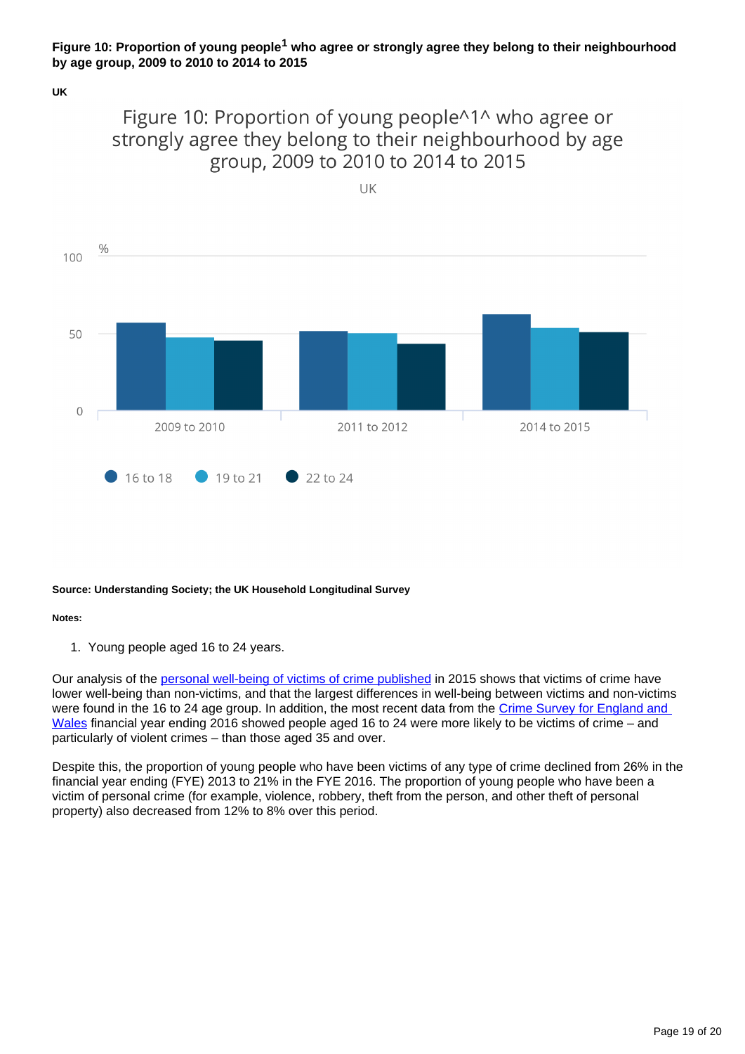**Figure 10: Proportion of young people[1] who agree or strongly agree they belong to their neighbourhood by age group, 2009 to 2010 to 2014 to 2015**

**UK**

**Source: Understanding Society; the UK Household Longitudinal Survey**

**Notes:**

1. Young people aged 16 to 24 years.

Our analysis of the personal well-being of victims of crime published in 2015 shows that victims of crime have lower well-being than non-victims, and that the largest differences in well-being between victims and non-victims were found in the 16 to 24 age group. In addition, the most recent data from the Crime Survey for England and Wales financial year ending 2016 showed people aged 16 to 24 were more likely to be victims of crime – and particularly of violent crimes – than those aged 35 and over.

Despite this, the proportion of young people who have been victims of any type of crime declined from 26% in the financial year ending (FYE) 2013 to 21% in the FYE 2016. The proportion of young people who have been a victim of personal crime (for example, violence, robbery, theft from the person, and other theft of personal property) also decreased from 12% to 8% over this period.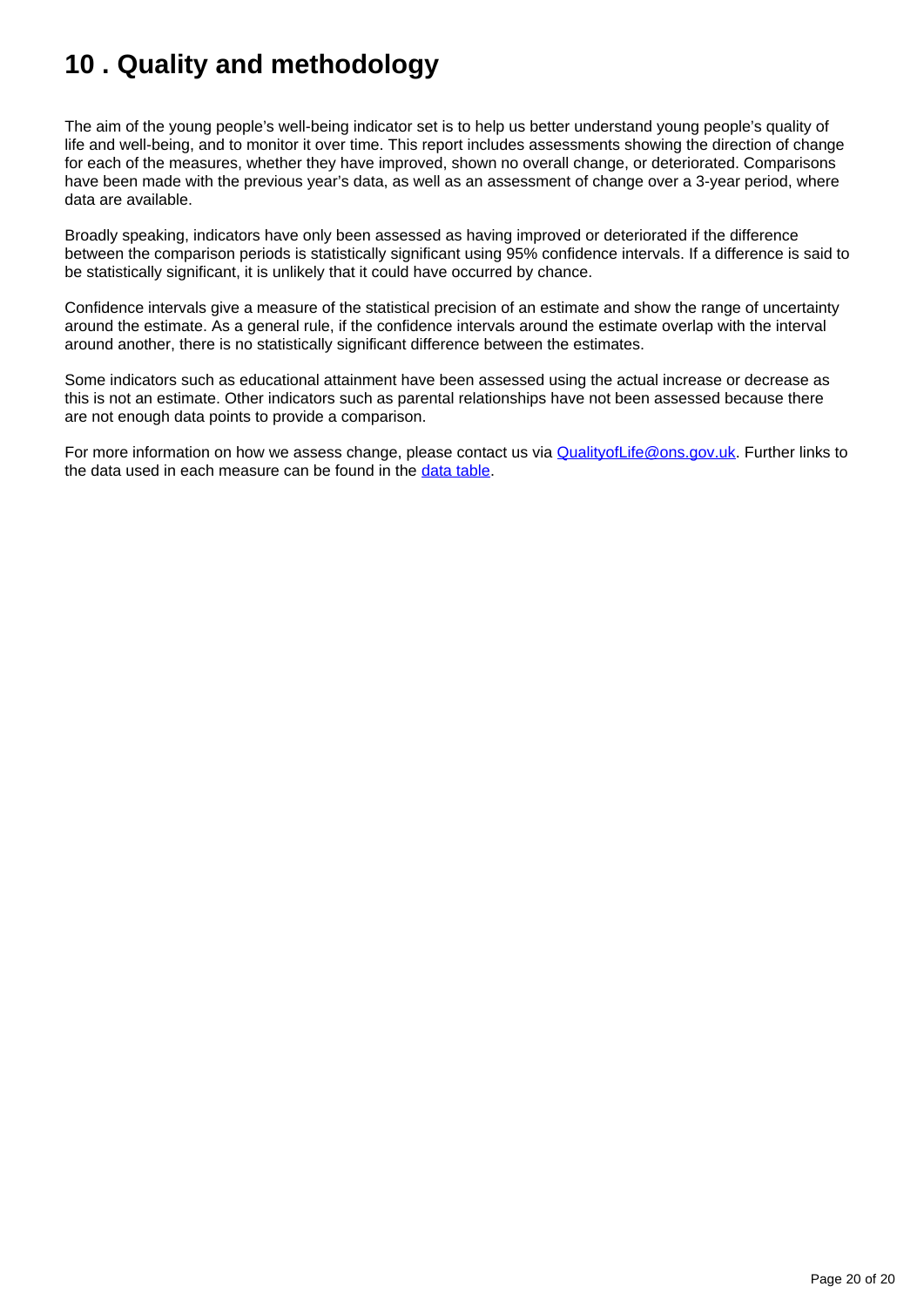# 10 . Quality and methodology

The aim of the young people's well-being indicator set is to help us better understand young people's quality of life and well-being, and to monitor it over time. This report includes assessments showing the direction of change for each of the measures, whether they have improved, shown no overall change, or deteriorated. Comparisons have been made with the previous year's data, as well as an assessment of change over a 3-year period, where data are available.

Broadly speaking, indicators have only been assessed as having improved or deteriorated if the difference between the comparison periods is statistically significant using 95% confidence intervals. If a difference is said to be statistically significant, it is unlikely that it could have occurred by chance.

Confidence intervals give a measure of the statistical precision of an estimate and show the range of uncertainty around the estimate. As a general rule, if the confidence intervals around the estimate overlap with the interval around another, there is no statistically significant difference between the estimates.

Some indicators such as educational attainment have been assessed using the actual increase or decrease as this is not an estimate. Other indicators such as parental relationships have not been assessed because there are not enough data points to provide a comparison.

For more information on how we assess change, please contact us via [QualityofLife@ons.gov.uk](mailto:QualityofLife@ons.gov.uk). Further links to the data used in each measure can be found in the [data table](#).